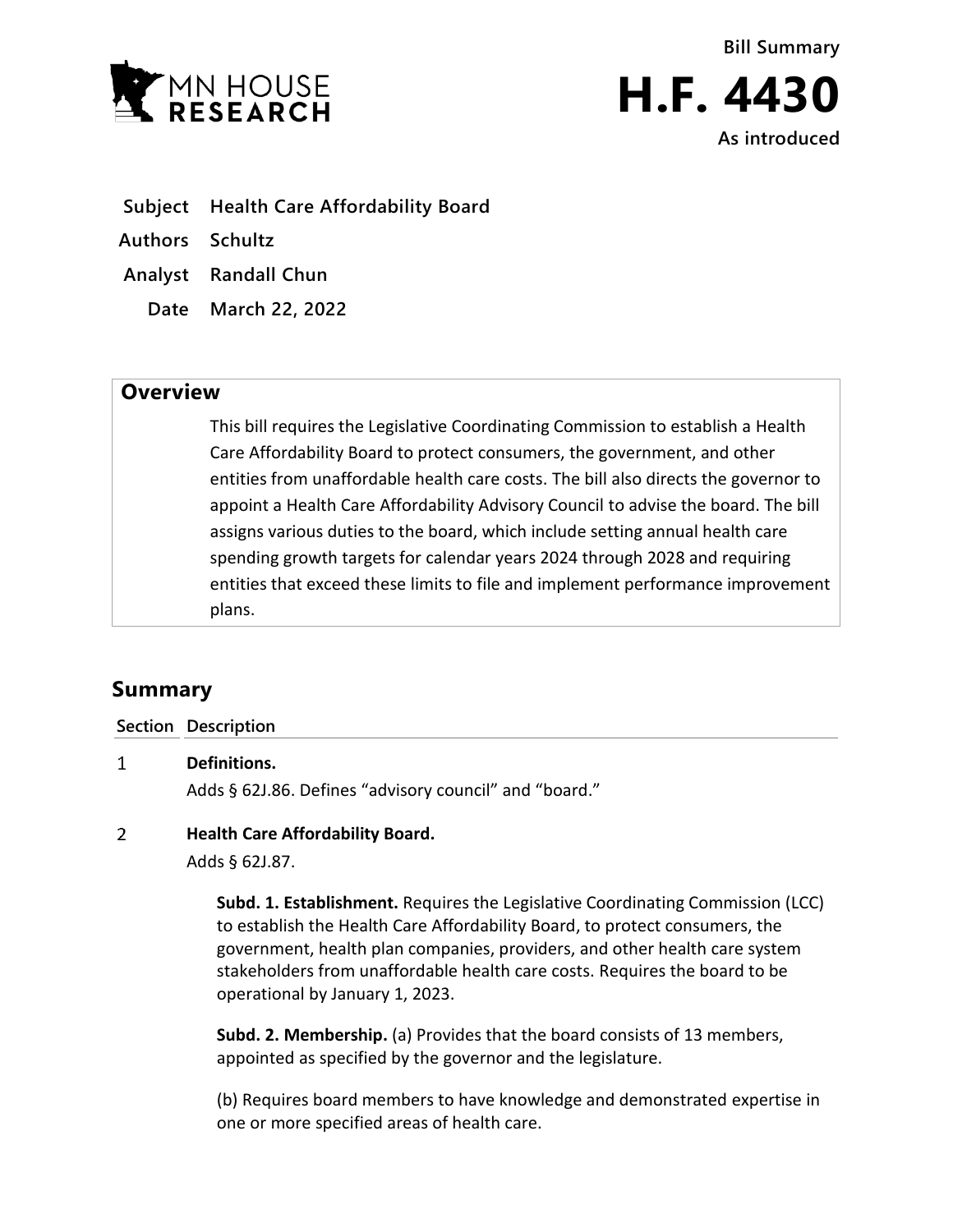Bill Summary

# H.F. 4430

As introduced

**Subject** Health Care Affordability Board

**Authors** Schultz

**Analyst** Randall Chun

**Date** March 22, 2022

## Overview

This bill requires the Legislative Coordinating Commission to establish a Health Care Affordability Board to protect consumers, the government, and other entities from unaffordable health care costs. The bill also directs the governor to appoint a Health Care Affordability Advisory Council to advise the board. The bill assigns various duties to the board, which include setting annual health care spending growth targets for calendar years 2024 through 2028 and requiring entities that exceed these limits to file and implement performance improvement plans.

## Summary

| Section | Description |
|---|---|
| 1 | **Definitions.** |

Adds § 62J.86. Defines "advisory council" and "board."

| Section | Description |
|---|---|
| 2 | **Health Care Affordability Board.** |

Adds § 62J.87.

**Subd. 1. Establishment.** Requires the Legislative Coordinating Commission (LCC) to establish the Health Care Affordability Board, to protect consumers, the government, health plan companies, providers, and other health care system stakeholders from unaffordable health care costs. Requires the board to be operational by January 1, 2023.

**Subd. 2. Membership.** (a) Provides that the board consists of 13 members, appointed as specified by the governor and the legislature.

(b) Requires board members to have knowledge and demonstrated expertise in one or more specified areas of health care.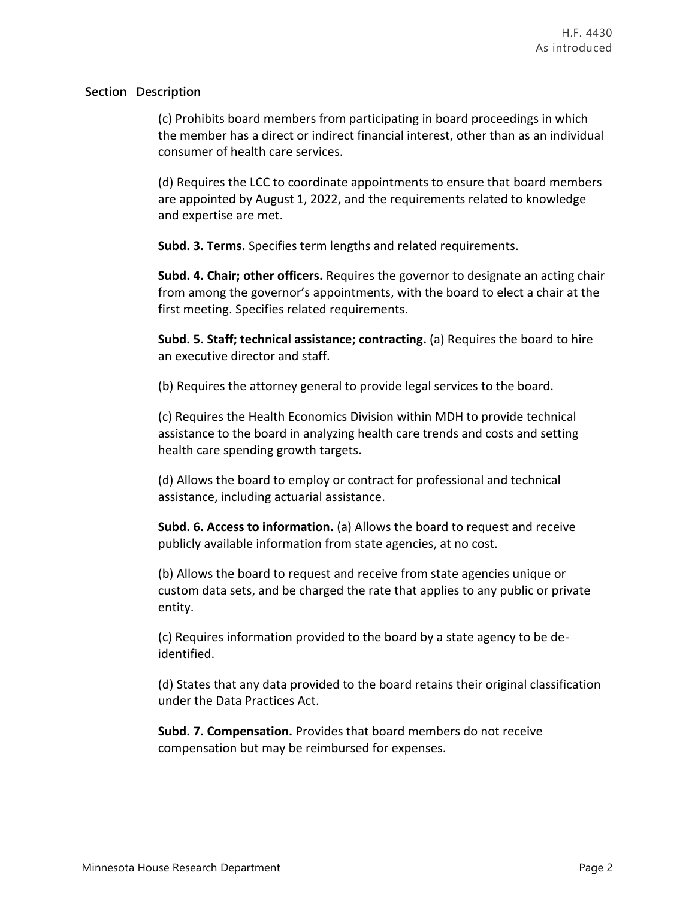| Section | Description |
|---|---|
| | (c) Prohibits board members from participating in board proceedings in which the member has a direct or indirect financial interest, other than as an individual consumer of health care services. |
| | (d) Requires the LCC to coordinate appointments to ensure that board members are appointed by August 1, 2022, and the requirements related to knowledge and expertise are met. |
| | **Subd. 3. Terms.** Specifies term lengths and related requirements. |
| | **Subd. 4. Chair; other officers.** Requires the governor to designate an acting chair from among the governor's appointments, with the board to elect a chair at the first meeting. Specifies related requirements. |
| | **Subd. 5. Staff; technical assistance; contracting.** (a) Requires the board to hire an executive director and staff. |
| | (b) Requires the attorney general to provide legal services to the board. |
| | (c) Requires the Health Economics Division within MDH to provide technical assistance to the board in analyzing health care trends and costs and setting health care spending growth targets. |
| | (d) Allows the board to employ or contract for professional and technical assistance, including actuarial assistance. |
| | **Subd. 6. Access to information.** (a) Allows the board to request and receive publicly available information from state agencies, at no cost. |
| | (b) Allows the board to request and receive from state agencies unique or custom data sets, and be charged the rate that applies to any public or private entity. |
| | (c) Requires information provided to the board by a state agency to be de-identified. |
| | (d) States that any data provided to the board retains their original classification under the Data Practices Act. |
| | **Subd. 7. Compensation.** Provides that board members do not receive compensation but may be reimbursed for expenses. |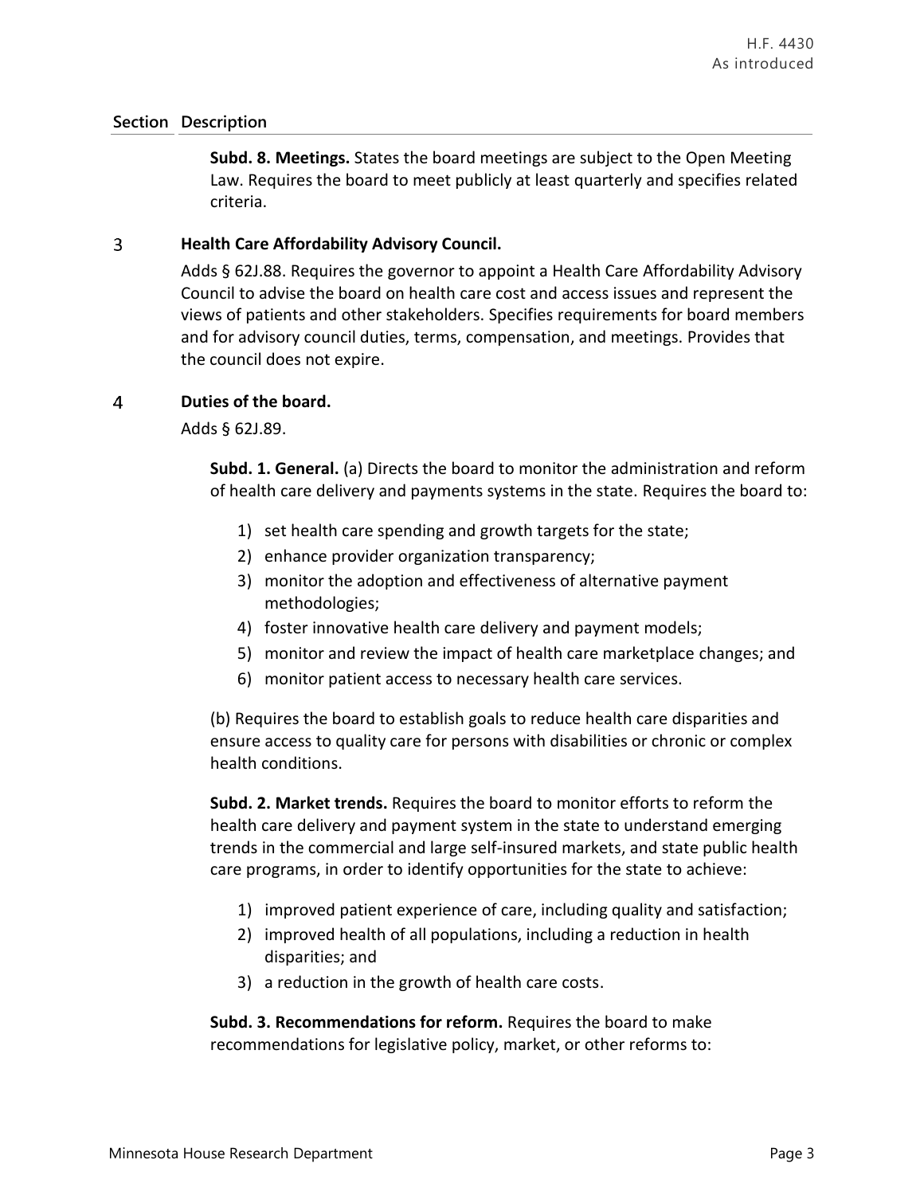| Section | Description |
|---|---|
| | **Subd. 8. Meetings.** States the board meetings are subject to the Open Meeting Law. Requires the board to meet publicly at least quarterly and specifies related criteria. |
| 3 | **Health Care Affordability Advisory Council.** |
| | Adds § 62J.88. Requires the governor to appoint a Health Care Affordability Advisory Council to advise the board on health care cost and access issues and represent the views of patients and other stakeholders. Specifies requirements for board members and for advisory council duties, terms, compensation, and meetings. Provides that the council does not expire. |
| 4 | **Duties of the board.** |
| | Adds § 62J.89. |

**Subd. 1. General.** (a) Directs the board to monitor the administration and reform of health care delivery and payments systems in the state. Requires the board to:

1) set health care spending and growth targets for the state;
2) enhance provider organization transparency;
3) monitor the adoption and effectiveness of alternative payment methodologies;
4) foster innovative health care delivery and payment models;
5) monitor and review the impact of health care marketplace changes; and
6) monitor patient access to necessary health care services.

(b) Requires the board to establish goals to reduce health care disparities and ensure access to quality care for persons with disabilities or chronic or complex health conditions.

**Subd. 2. Market trends.** Requires the board to monitor efforts to reform the health care delivery and payment system in the state to understand emerging trends in the commercial and large self-insured markets, and state public health care programs, in order to identify opportunities for the state to achieve:

1) improved patient experience of care, including quality and satisfaction;
2) improved health of all populations, including a reduction in health disparities; and
3) a reduction in the growth of health care costs.

**Subd. 3. Recommendations for reform.** Requires the board to make recommendations for legislative policy, market, or other reforms to: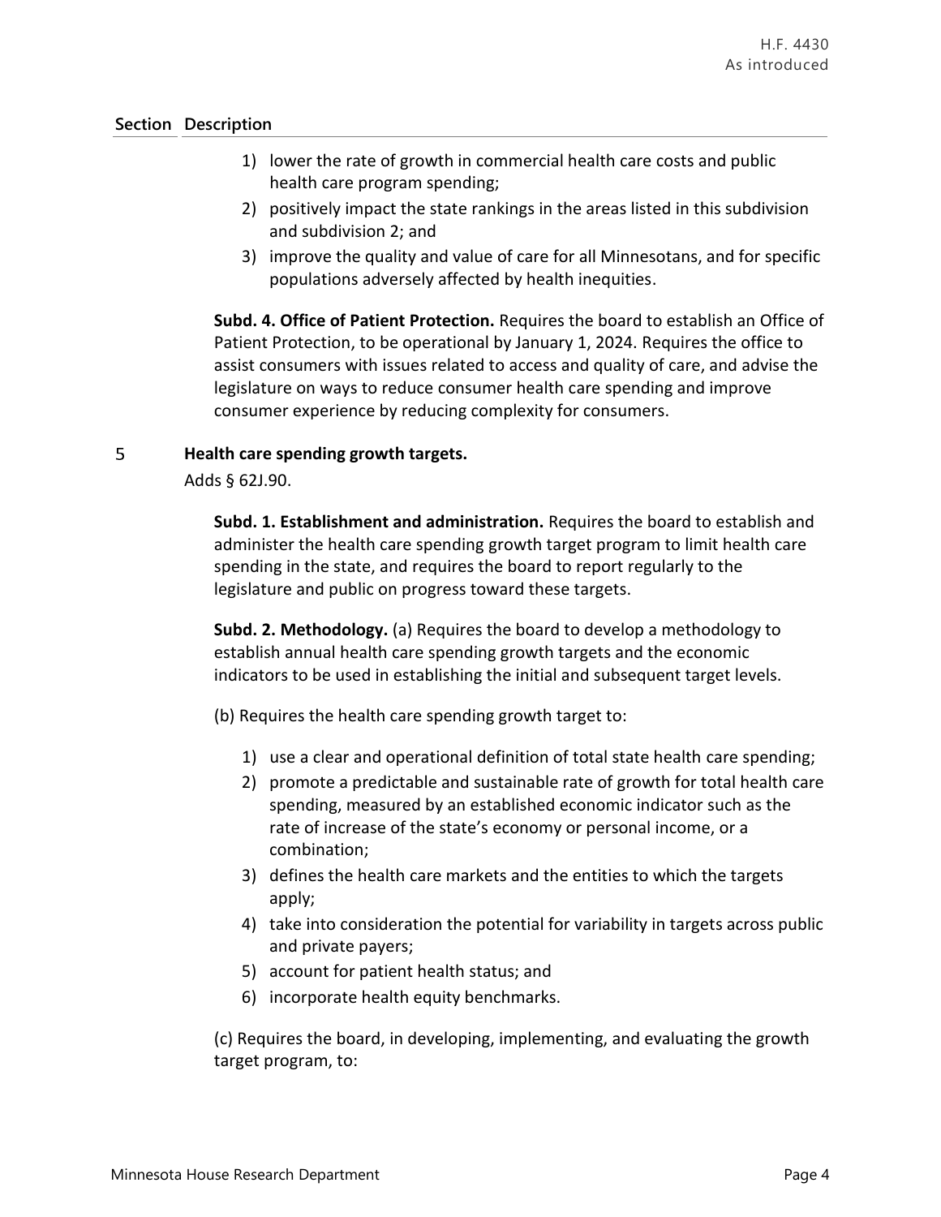| Section | Description |
|---|---|
| | 1) lower the rate of growth in commercial health care costs and public health care program spending;<br>2) positively impact the state rankings in the areas listed in this subdivision and subdivision 2; and<br>3) improve the quality and value of care for all Minnesotans, and for specific populations adversely affected by health inequities.<br><br>**Subd. 4. Office of Patient Protection.** Requires the board to establish an Office of Patient Protection, to be operational by January 1, 2024. Requires the office to assist consumers with issues related to access and quality of care, and advise the legislature on ways to reduce consumer health care spending and improve consumer experience by reducing complexity for consumers. |
| 5 | **Health care spending growth targets.**<br>Adds § 62J.90.<br><br>**Subd. 1. Establishment and administration.** Requires the board to establish and administer the health care spending growth target program to limit health care spending in the state, and requires the board to report regularly to the legislature and public on progress toward these targets.<br><br>**Subd. 2. Methodology.** (a) Requires the board to develop a methodology to establish annual health care spending growth targets and the economic indicators to be used in establishing the initial and subsequent target levels.<br><br>(b) Requires the health care spending growth target to:<br>1) use a clear and operational definition of total state health care spending;<br>2) promote a predictable and sustainable rate of growth for total health care spending, measured by an established economic indicator such as the rate of increase of the state's economy or personal income, or a combination;<br>3) defines the health care markets and the entities to which the targets apply;<br>4) take into consideration the potential for variability in targets across public and private payers;<br>5) account for patient health status; and<br>6) incorporate health equity benchmarks.<br><br>(c) Requires the board, in developing, implementing, and evaluating the growth target program, to: |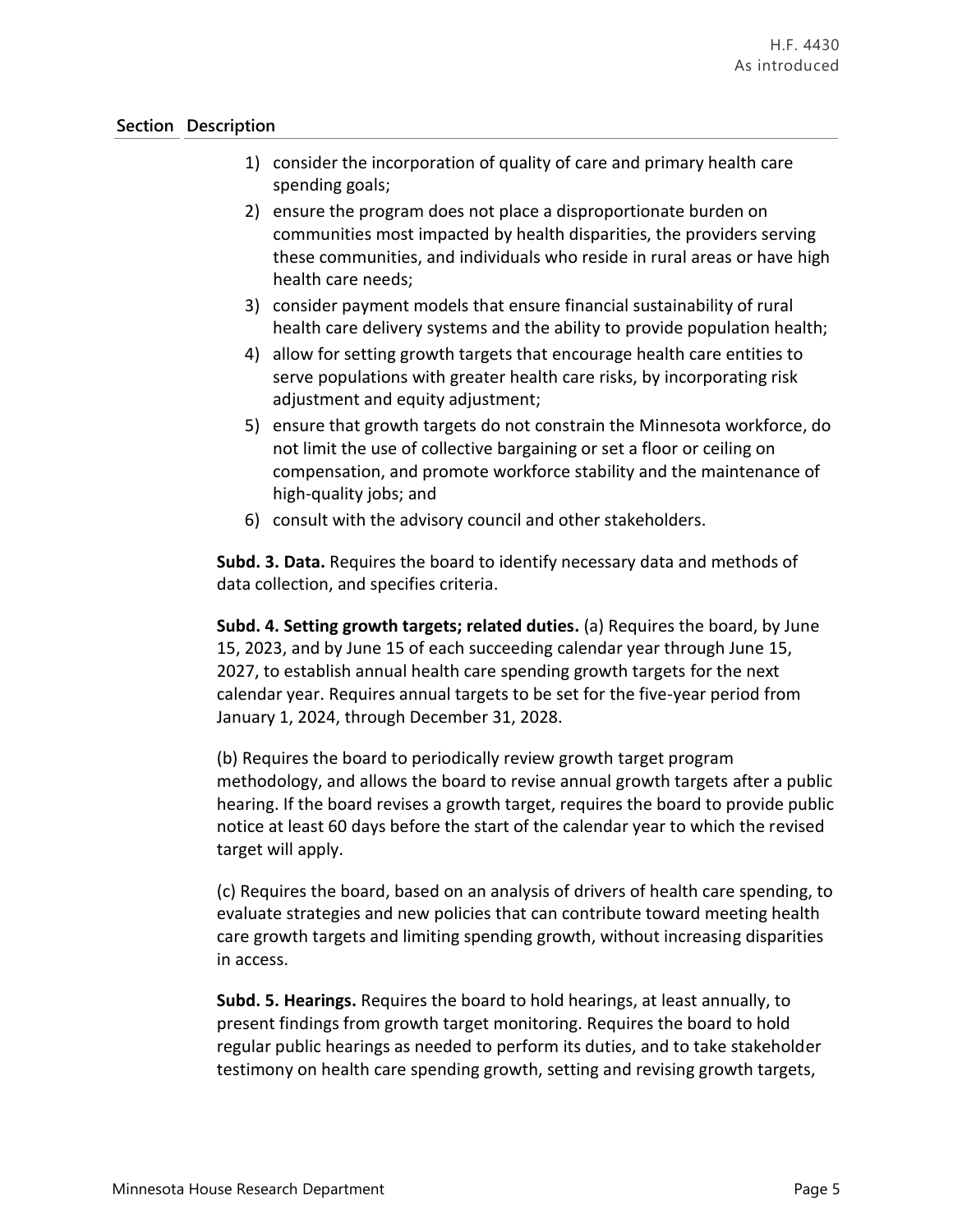| Section | Description |
|---|---|

1) consider the incorporation of quality of care and primary health care spending goals;
2) ensure the program does not place a disproportionate burden on communities most impacted by health disparities, the providers serving these communities, and individuals who reside in rural areas or have high health care needs;
3) consider payment models that ensure financial sustainability of rural health care delivery systems and the ability to provide population health;
4) allow for setting growth targets that encourage health care entities to serve populations with greater health care risks, by incorporating risk adjustment and equity adjustment;
5) ensure that growth targets do not constrain the Minnesota workforce, do not limit the use of collective bargaining or set a floor or ceiling on compensation, and promote workforce stability and the maintenance of high-quality jobs; and
6) consult with the advisory council and other stakeholders.

**Subd. 3. Data.** Requires the board to identify necessary data and methods of data collection, and specifies criteria.

**Subd. 4. Setting growth targets; related duties.** (a) Requires the board, by June 15, 2023, and by June 15 of each succeeding calendar year through June 15, 2027, to establish annual health care spending growth targets for the next calendar year. Requires annual targets to be set for the five-year period from January 1, 2024, through December 31, 2028.

(b) Requires the board to periodically review growth target program methodology, and allows the board to revise annual growth targets after a public hearing. If the board revises a growth target, requires the board to provide public notice at least 60 days before the start of the calendar year to which the revised target will apply.

(c) Requires the board, based on an analysis of drivers of health care spending, to evaluate strategies and new policies that can contribute toward meeting health care growth targets and limiting spending growth, without increasing disparities in access.

**Subd. 5. Hearings.** Requires the board to hold hearings, at least annually, to present findings from growth target monitoring. Requires the board to hold regular public hearings as needed to perform its duties, and to take stakeholder testimony on health care spending growth, setting and revising growth targets,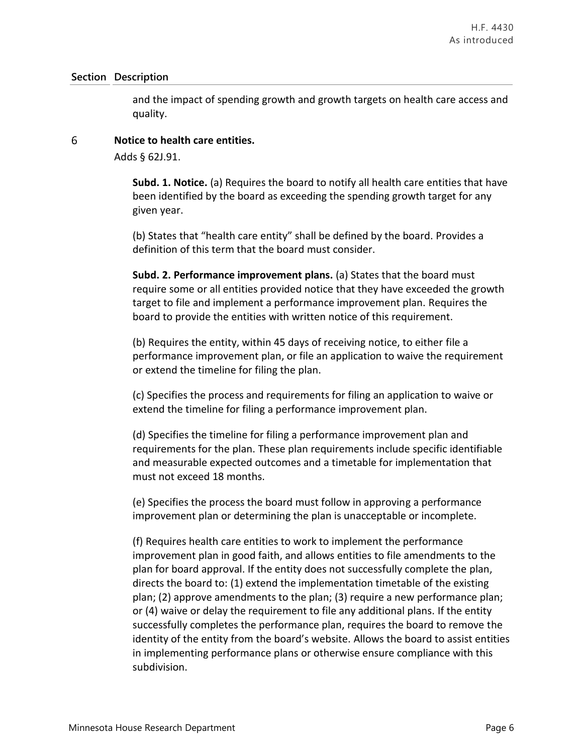| Section | Description |
|---|---|
| | and the impact of spending growth and growth targets on health care access and quality. |
| 6 | **Notice to health care entities.** |

Adds § 62J.91.

**Subd. 1. Notice.** (a) Requires the board to notify all health care entities that have been identified by the board as exceeding the spending growth target for any given year.

(b) States that "health care entity" shall be defined by the board. Provides a definition of this term that the board must consider.

**Subd. 2. Performance improvement plans.** (a) States that the board must require some or all entities provided notice that they have exceeded the growth target to file and implement a performance improvement plan. Requires the board to provide the entities with written notice of this requirement.

(b) Requires the entity, within 45 days of receiving notice, to either file a performance improvement plan, or file an application to waive the requirement or extend the timeline for filing the plan.

(c) Specifies the process and requirements for filing an application to waive or extend the timeline for filing a performance improvement plan.

(d) Specifies the timeline for filing a performance improvement plan and requirements for the plan. These plan requirements include specific identifiable and measurable expected outcomes and a timetable for implementation that must not exceed 18 months.

(e) Specifies the process the board must follow in approving a performance improvement plan or determining the plan is unacceptable or incomplete.

(f) Requires health care entities to work to implement the performance improvement plan in good faith, and allows entities to file amendments to the plan for board approval. If the entity does not successfully complete the plan, directs the board to: (1) extend the implementation timetable of the existing plan; (2) approve amendments to the plan; (3) require a new performance plan; or (4) waive or delay the requirement to file any additional plans. If the entity successfully completes the performance plan, requires the board to remove the identity of the entity from the board's website. Allows the board to assist entities in implementing performance plans or otherwise ensure compliance with this subdivision.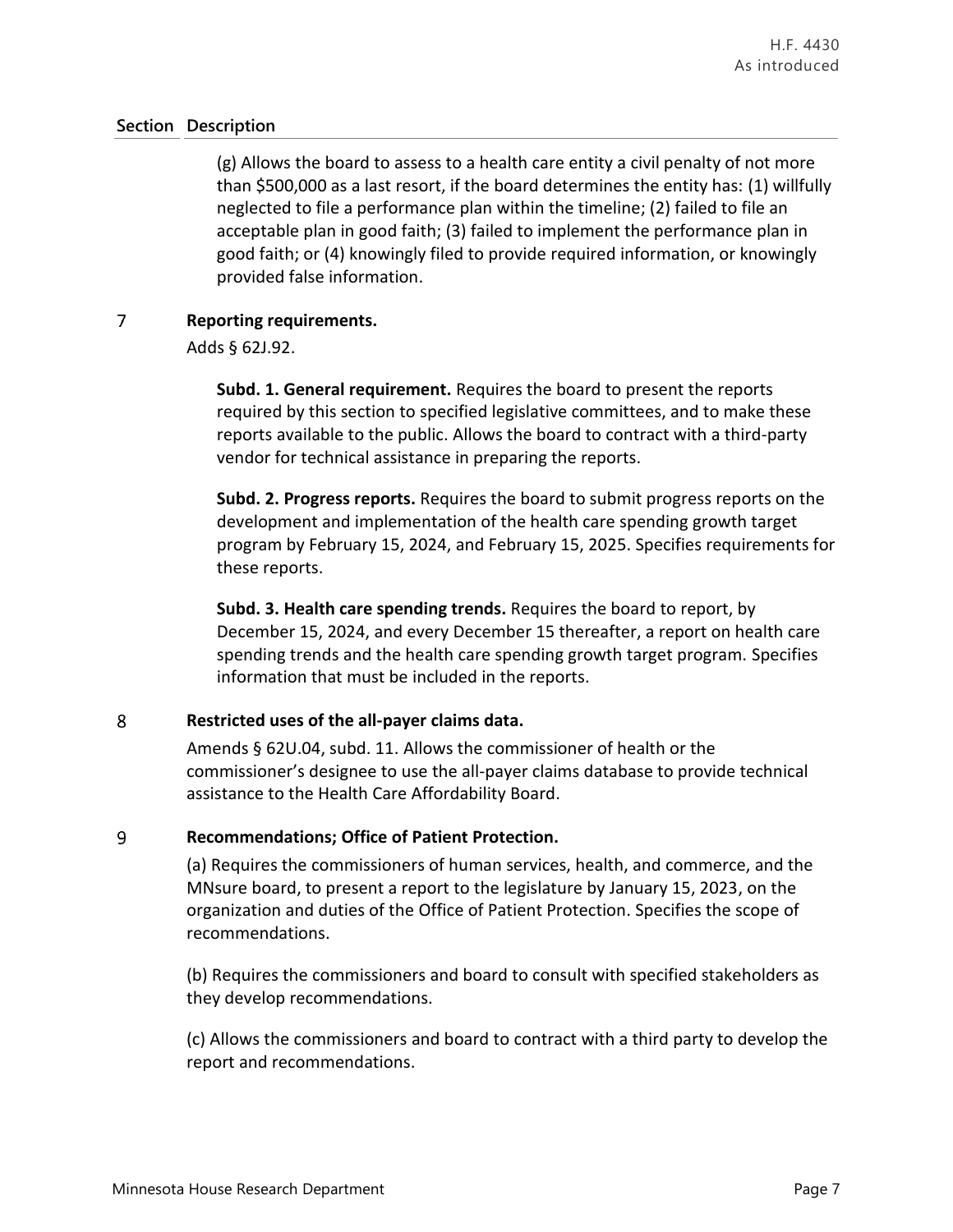| Section | Description |
|---|---|
| | (g) Allows the board to assess to a health care entity a civil penalty of not more than $500,000 as a last resort, if the board determines the entity has: (1) willfully neglected to file a performance plan within the timeline; (2) failed to file an acceptable plan in good faith; (3) failed to implement the performance plan in good faith; or (4) knowingly filed to provide required information, or knowingly provided false information. |
| 7 | **Reporting requirements.**<br><br>Adds § 62J.92.<br><br>**Subd. 1. General requirement.** Requires the board to present the reports required by this section to specified legislative committees, and to make these reports available to the public. Allows the board to contract with a third-party vendor for technical assistance in preparing the reports.<br><br>**Subd. 2. Progress reports.** Requires the board to submit progress reports on the development and implementation of the health care spending growth target program by February 15, 2024, and February 15, 2025. Specifies requirements for these reports.<br><br>**Subd. 3. Health care spending trends.** Requires the board to report, by December 15, 2024, and every December 15 thereafter, a report on health care spending trends and the health care spending growth target program. Specifies information that must be included in the reports. |
| 8 | **Restricted uses of the all-payer claims data.**<br><br>Amends § 62U.04, subd. 11. Allows the commissioner of health or the commissioner's designee to use the all-payer claims database to provide technical assistance to the Health Care Affordability Board. |
| 9 | **Recommendations; Office of Patient Protection.**<br><br>(a) Requires the commissioners of human services, health, and commerce, and the MNsure board, to present a report to the legislature by January 15, 2023, on the organization and duties of the Office of Patient Protection. Specifies the scope of recommendations.<br><br>(b) Requires the commissioners and board to consult with specified stakeholders as they develop recommendations.<br><br>(c) Allows the commissioners and board to contract with a third party to develop the report and recommendations. |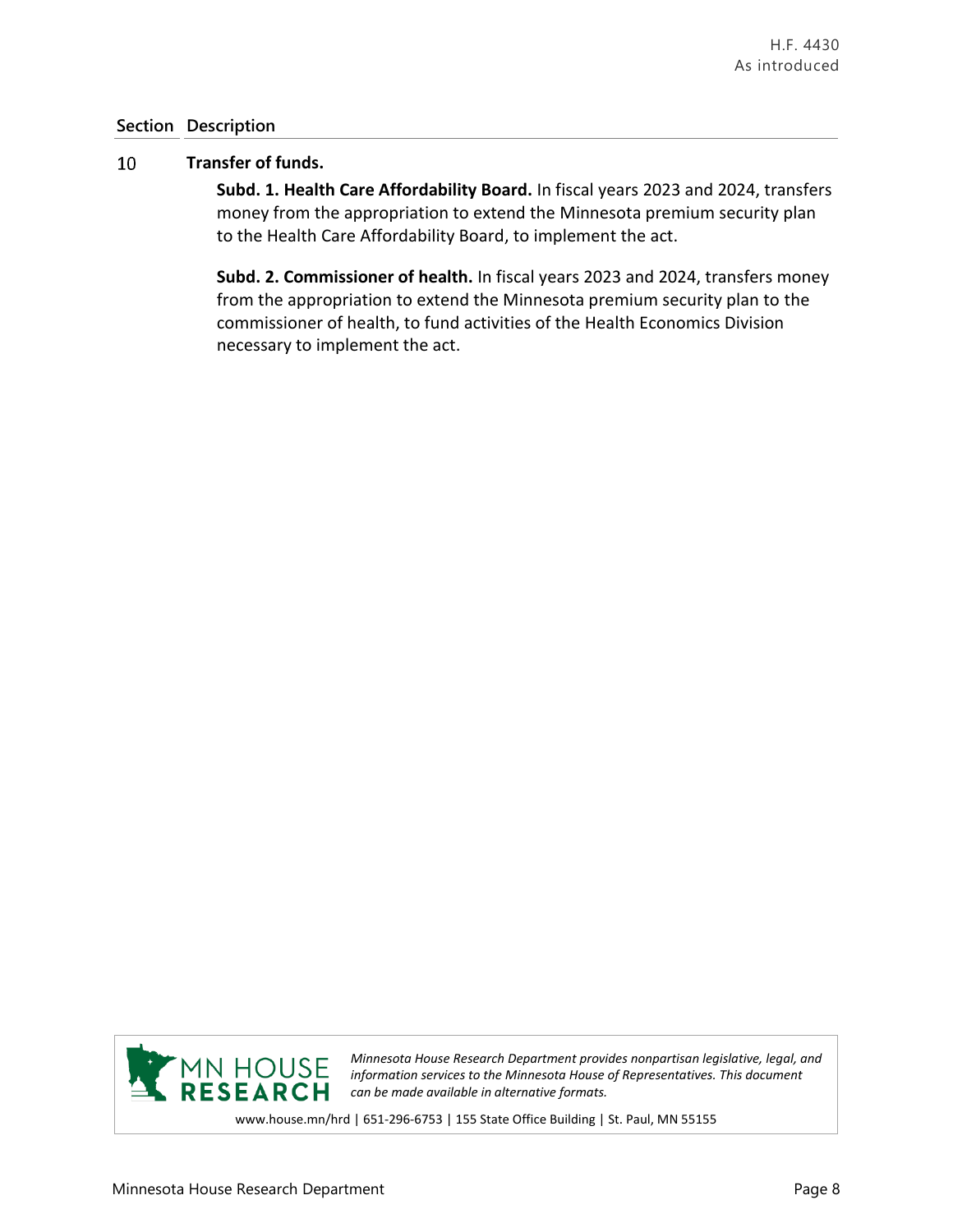| Section | Description |
|---|---|
| 10 | **Transfer of funds.**<br><br>**Subd. 1. Health Care Affordability Board.** In fiscal years 2023 and 2024, transfers money from the appropriation to extend the Minnesota premium security plan to the Health Care Affordability Board, to implement the act.<br><br>**Subd. 2. Commissioner of health.** In fiscal years 2023 and 2024, transfers money from the appropriation to extend the Minnesota premium security plan to the commissioner of health, to fund activities of the Health Economics Division necessary to implement the act. |

MN HOUSE RESEARCH

*Minnesota House Research Department provides nonpartisan legislative, legal, and information services to the Minnesota House of Representatives. This document can be made available in alternative formats.*

www.house.mn/hrd | 651-296-6753 | 155 State Office Building | St. Paul, MN 55155